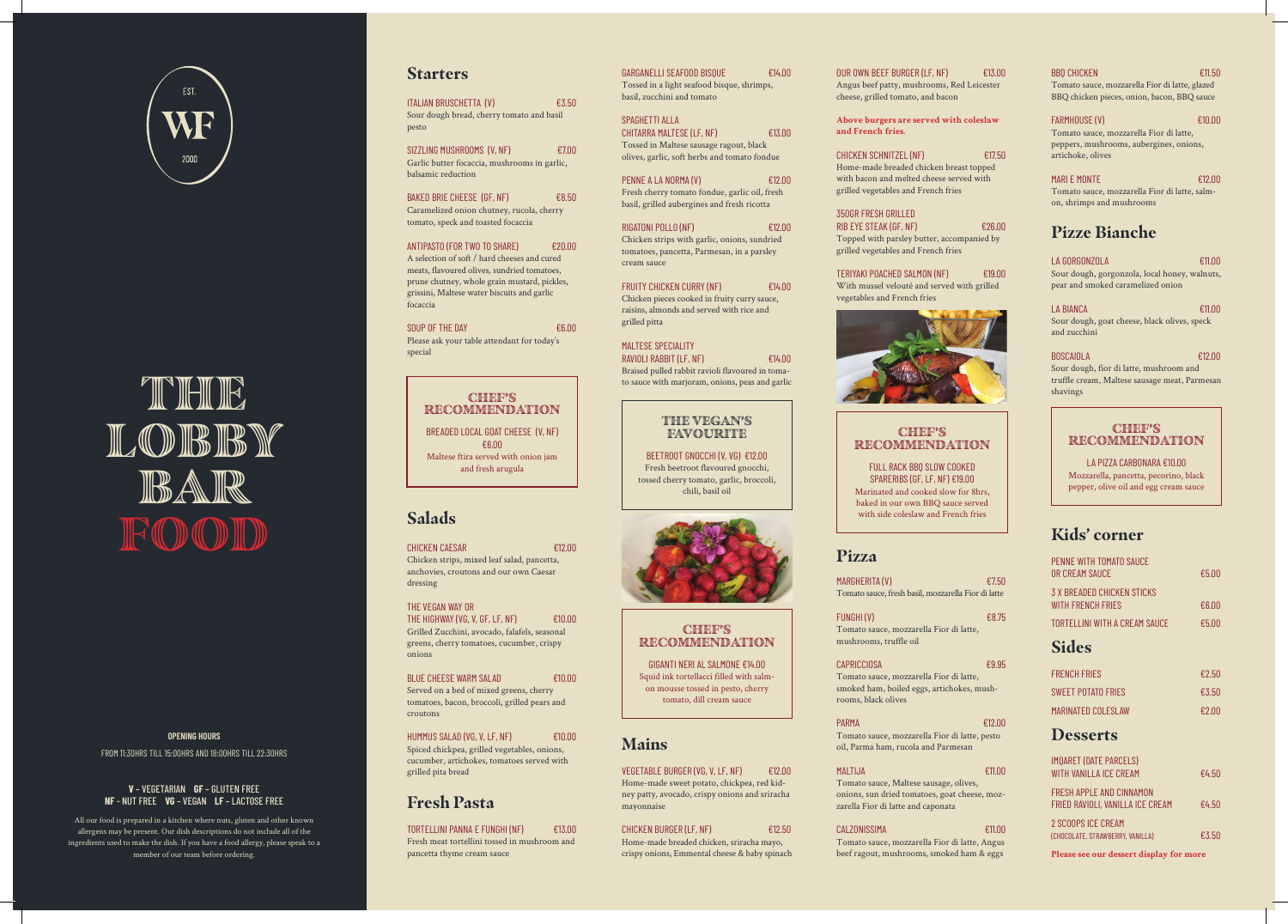EST. WF 2000

# THE LOBBY BAR FOOD

**OPENING HOURS**

FROM 11:30HRS TILL 15:00HRS AND 18:00HRS TILL 22:30HRS

**V** - VEGETARIAN **GF** - GLUTEN FREE
**NF** - NUT FREE **VG** - VEGAN **LF** - LACTOSE FREE

All our food is prepared in a kitchen where nuts, gluten and other known allergens may be present. Our dish descriptions do not include all of the ingredients used to make the dish. If you have a food allergy, please speak to a member of our team before ordering.

## Starters

ITALIAN BRUSCHETTA (V) €3.50
Sour dough bread, cherry tomato and basil pesto

SIZZLING MUSHROOMS (V, NF) €7.00
Garlic butter focaccia, mushrooms in garlic, balsamic reduction

BAKED BRIE CHEESE (GF, NF) €8.50
Caramelized onion chutney, rucola, cherry tomato, speck and toasted focaccia

ANTIPASTO (FOR TWO TO SHARE) €20.00
A selection of soft / hard cheeses and cured meats, flavoured olives, sundried tomatoes, prune chutney, whole grain mustard, pickles, grissini, Maltese water biscuits and garlic focaccia

SOUP OF THE DAY €6.00
Please ask your table attendant for today's special

### CHEF'S RECOMMENDATION

BREADED LOCAL GOAT CHEESE (V, NF) €6.00
Maltese ftira served with onion jam and fresh arugula

## Salads

CHICKEN CAESAR €12.00
Chicken strips, mixed leaf salad, pancetta, anchovies, croutons and our own Caesar dressing

THE VEGAN WAY OR THE HIGHWAY (VG, V, GF, LF, NF) €10.00
Grilled Zucchini, avocado, falafels, seasonal greens, cherry tomatoes, cucumber, crispy onions

BLUE CHEESE WARM SALAD €10.00
Served on a bed of mixed greens, cherry tomatoes, bacon, broccoli, grilled pears and croutons

HUMMUS SALAD (VG, V, LF, NF) €10.00
Spiced chickpea, grilled vegetables, onions, cucumber, artichokes, tomatoes served with grilled pita bread

## Fresh Pasta

TORTELLINI PANNA E FUNGHI (NF) €13.00
Fresh meat tortellini tossed in mushroom and pancetta thyme cream sauce

GARGANELLI SEAFOOD BISQUE €14.00
Tossed in a light seafood bisque, shrimps, basil, zucchini and tomato

SPAGHETTI ALLA CHITARRA MALTESE (LF, NF) €13.00
Tossed in Maltese sausage ragout, black olives, garlic, soft herbs and tomato fondue

PENNE A LA NORMA (V) €12.00
Fresh cherry tomato fondue, garlic oil, fresh basil, grilled aubergines and fresh ricotta

RIGATONI POLLO (NF) €12.00
Chicken strips with garlic, onions, sundried tomatoes, pancetta, Parmesan, in a parsley cream sauce

FRUITY CHICKEN CURRY (NF) €14.00
Chicken pieces cooked in fruity curry sauce, raisins, almonds and served with rice and grilled pitta

MALTESE SPECIALITY RAVIOLI RABBIT (LF, NF) €14.00
Braised pulled rabbit ravioli flavoured in tomato sauce with marjoram, onions, peas and garlic

### THE VEGAN'S FAVOURITE

BEETROOT GNOCCHI (V, VG) €12.00
Fresh beetroot flavoured gnocchi, tossed cherry tomato, garlic, broccoli, chili, basil oil

### CHEF'S RECOMMENDATION

GIGANTI NERI AL SALMONE €14.00
Squid ink tortellacci filled with salmon mousse tossed in pesto, cherry tomato, dill cream sauce

## Mains

VEGETABLE BURGER (VG, V, LF, NF) €12.00
Home-made sweet potato, chickpea, red kidney patty, avocado, crispy onions and sriracha mayonnaise

CHICKEN BURGER (LF, NF) €12.50
Home-made breaded chicken, sriracha mayo, crispy onions, Emmental cheese & baby spinach

OUR OWN BEEF BURGER (LF, NF) €13.00
Angus beef patty, mushrooms, Red Leicester cheese, grilled tomato, and bacon

**Above burgers are served with coleslaw and French fries.**

CHICKEN SCHNITZEL (NF) €17.50
Home-made breaded chicken breast topped with bacon and melted cheese served with grilled vegetables and French fries

350GR FRESH GRILLED RIB EYE STEAK (GF, NF) €26.00
Topped with parsley butter, accompanied by grilled vegetables and French fries

TERIYAKI POACHED SALMON (NF) €19.00
With mussel velouté and served with grilled vegetables and French fries

### CHEF'S RECOMMENDATION

FULL RACK BBQ SLOW COOKED SPARERIBS (GF, LF, NF) €19.00
Marinated and cooked slow for 8hrs, baked in our own BBQ sauce served with side coleslaw and French fries

## Pizza

MARGHERITA (V) €7.50
Tomato sauce, fresh basil, mozzarella Fior di latte

FUNGHI (V) €8.75
Tomato sauce, mozzarella Fior di latte, mushrooms, truffle oil

CAPRICCIOSA €9.95
Tomato sauce, mozzarella Fior di latte, smoked ham, boiled eggs, artichokes, mushrooms, black olives

PARMA €12.00
Tomato sauce, mozzarella Fior di latte, pesto oil, Parma ham, rucola and Parmesan

MALTIJA €11.00
Tomato sauce, Maltese sausage, olives, onions, sun dried tomatoes, goat cheese, mozzarella Fior di latte and caponata

CALZONISSIMA €11.00
Tomato sauce, mozzarella Fior di latte, Angus beef ragout, mushrooms, smoked ham & eggs

BBQ CHICKEN €11.50
Tomato sauce, mozzarella Fior di latte, glazed BBQ chicken pieces, onion, bacon, BBQ sauce

FARMHOUSE (V) €10.00
Tomato sauce, mozzarella Fior di latte, peppers, mushrooms, aubergines, onions, artichoke, olives

MARI E MONTE €12.00
Tomato sauce, mozzarella Fior di latte, salmon, shrimps and mushrooms

## Pizze Bianche

LA GORGONZOLA €11.00
Sour dough, gorgonzola, local honey, walnuts, pear and smoked caramelized onion

LA BIANCA €11.00
Sour dough, goat cheese, black olives, speck and zucchini

BOSCAIOLA €12.00
Sour dough, fior di latte, mushroom and truffle cream, Maltese sausage meat, Parmesan shavings

### CHEF'S RECOMMENDATION

LA PIZZA CARBONARA €10.00
Mozzarella, pancetta, pecorino, black pepper, olive oil and egg cream sauce

## Kids' corner

PENNE WITH TOMATO SAUCE OR CREAM SAUCE €5.00

3 X BREADED CHICKEN STICKS WITH FRENCH FRIES €6.00

TORTELLINI WITH A CREAM SAUCE €5.00

## Sides

FRENCH FRIES €2.50

SWEET POTATO FRIES €3.50

MARINATED COLESLAW €2.00

## Desserts

IMQARET (DATE PARCELS) WITH VANILLA ICE CREAM €4.50

FRESH APPLE AND CINNAMON FRIED RAVIOLI, VANILLA ICE CREAM €4.50

2 SCOOPS ICE CREAM (CHOCOLATE, STRAWBERRY, VANILLA) €3.50

**Please see our dessert display for more**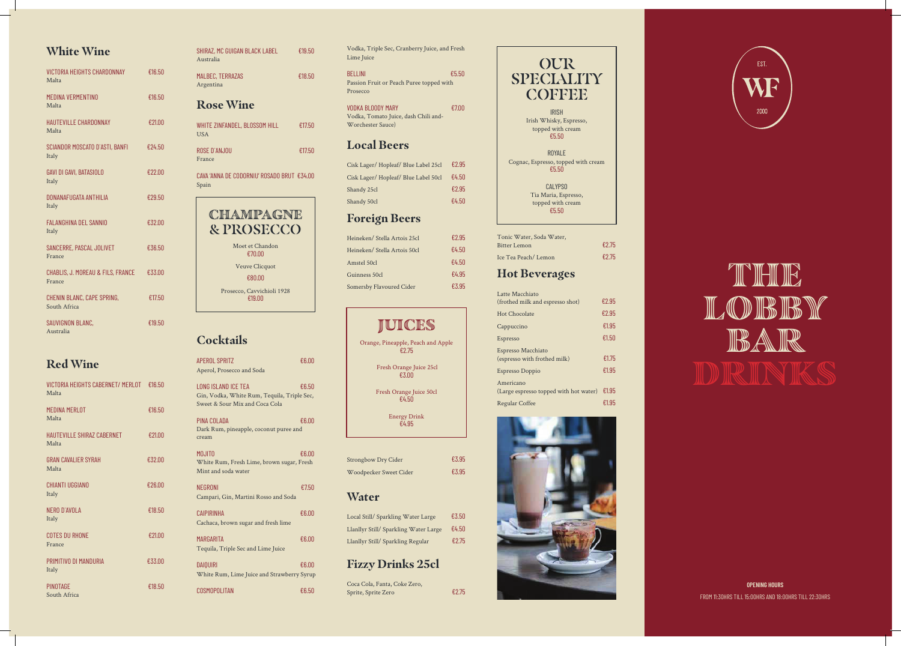## White Wine

| | | |
|---|---|---|
| VICTORIA HEIGHTS CHARDONNAY | Malta | €16.50 |
| MEDINA VERMENTINO | Malta | €16.50 |
| HAUTEVILLE CHARDONNAY | Malta | €21.00 |
| SCIANDOR MOSCATO D'ASTI, BANFI | Italy | €24.50 |
| GAVI DI GAVI, BATASIOLO | Italy | €22.00 |
| DONANAFUGATA ANTHILIA | Italy | €29.50 |
| FALANGHINA DEL SANNIO | Italy | €32.00 |
| SANCERRE, PASCAL JOLIVET | France | €36.50 |
| CHABLIS, J. MOREAU & FILS, FRANCE | France | €33.00 |
| CHENIN BLANC, CAPE SPRING, | South Africa | €17.50 |
| SAUVIGNON BLANC, | Australia | €19.50 |

## Red Wine

| | | |
|---|---|---|
| VICTORIA HEIGHTS CABERNET/ MERLOT | Malta | €16.50 |
| MEDINA MERLOT | Malta | €16.50 |
| HAUTEVILLE SHIRAZ CABERNET | Malta | €21.00 |
| GRAN CAVALIER SYRAH | Malta | €32.00 |
| CHIANTI UGGIANO | Italy | €26.00 |
| NERO D'AVOLA | Italy | €18.50 |
| COTES DU RHONE | France | €21.00 |
| PRIMITIVO DI MANDURIA | Italy | €33.00 |
| PINOTAGE | South Africa | €18.50 |
| SHIRAZ, MC GUIGAN BLACK LABEL | Australia | €19.50 |
| MALBEC, TERRAZAS | Argentina | €18.50 |

## Rose Wine

| | | |
|---|---|---|
| WHITE ZINFANDEL, BLOSSOM HILL | USA | €17.50 |
| ROSE D'ANJOU | France | €17.50 |
| CAVA 'ANNA DE CODORNIU' ROSADO BRUT | Spain | €34.00 |

## CHAMPAGNE & PROSECCO

Moet et Chandon
€70.00

Veuve Clicquot
€80.00

Prosecco, Cavvichioli 1928
€19.00

## Cocktails

APEROL SPRITZ — €6.00
Aperol, Prosecco and Soda

LONG ISLAND ICE TEA — €6.50
Gin, Vodka, White Rum, Tequila, Triple Sec, Sweet & Sour Mix and Coca Cola

PINA COLADA — €6.00
Dark Rum, pineapple, coconut puree and cream

MOJITO — €6.00
White Rum, Fresh Lime, brown sugar, Fresh Mint and soda water

NEGRONI — €7.50
Campari, Gin, Martini Rosso and Soda

CAIPIRINHA — €6.00
Cachaca, brown sugar and fresh lime

MARGARITA — €6.00
Tequila, Triple Sec and Lime Juice

DAIQUIRI — €6.00
White Rum, Lime Juice and Strawberry Syrup

COSMOPOLITAN — €6.50
Vodka, Triple Sec, Cranberry Juice, and Fresh Lime Juice

BELLINI — €5.50
Passion Fruit or Peach Puree topped with Prosecco

VODKA BLOODY MARY — €7.00
Vodka, Tomato Juice, dash Chili and-Worchester Sauce)

## Local Beers

| | |
|---|---|
| Cisk Lager/ Hopleaf/ Blue Label 25cl | €2.95 |
| Cisk Lager/ Hopleaf/ Blue Label 50cl | €4.50 |
| Shandy 25cl | €2.95 |
| Shandy 50cl | €4.50 |

## Foreign Beers

| | |
|---|---|
| Heineken/ Stella Artois 25cl | €2.95 |
| Heineken/ Stella Artois 50cl | €4.50 |
| Amstel 50cl | €4.50 |
| Guinness 50cl | €4.95 |
| Somersby Flavoured Cider | €3.95 |

## JUICES

Orange, Pineapple, Peach and Apple
€2.75

Fresh Orange Juice 25cl
€3.00

Fresh Orange Juice 50cl
€4.50

Energy Drink
€4.95

| | |
|---|---|
| Strongbow Dry Cider | €3.95 |
| Woodpecker Sweet Cider | €3.95 |

## Water

| | |
|---|---|
| Local Still/ Sparkling Water Large | €3.50 |
| Llanllyr Still/ Sparkling Water Large | €4.50 |
| Llanllyr Still/ Sparkling Regular | €2.75 |

## Fizzy Drinks 25cl

| | |
|---|---|
| Coca Cola, Fanta, Coke Zero, Sprite, Sprite Zero | €2.75 |

## OUR SPECIALITY COFFEE

IRISH
Irish Whisky, Espresso, topped with cream
€5.50

ROYALE
Cognac, Espresso, topped with cream
€5.50

CALYPSO
Tia Maria, Espresso, topped with cream
€5.50

| | |
|---|---|
| Tonic Water, Soda Water, Bitter Lemon | €2.75 |
| Ice Tea Peach/ Lemon | €2.75 |

## Hot Beverages

| | |
|---|---|
| Latte Macchiato (frothed milk and espresso shot) | €2.95 |
| Hot Chocolate | €2.95 |
| Cappuccino | €1.95 |
| Espresso | €1.50 |
| Espresso Macchiato (espresso with frothed milk) | €1.75 |
| Espresso Doppio | €1.95 |
| Americano (Large espresso topped with hot water) | €1.95 |
| Regular Coffee | €1.95 |

EST. WF 2000

# THE LOBBY BAR DRINKS

**OPENING HOURS**

FROM 11:30HRS TILL 15:00HRS AND 18:00HRS TILL 22:30HRS